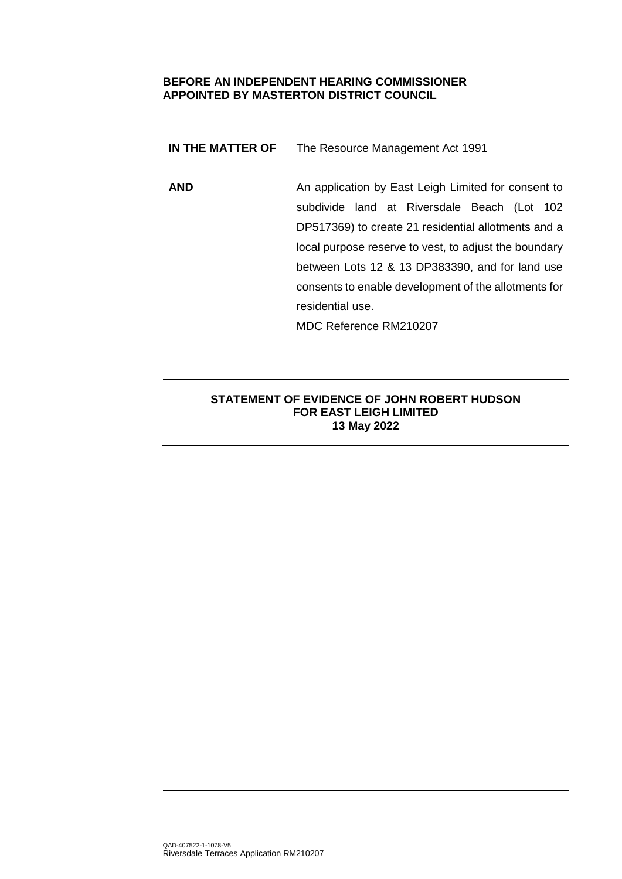**BEFORE AN INDEPENDENT HEARING COMMISSIONER APPOINTED BY MASTERTON DISTRICT COUNCIL**

| | |
|---|---|
| **IN THE MATTER OF** | The Resource Management Act 1991 |
| **AND** | An application by East Leigh Limited for consent to subdivide land at Riversdale Beach (Lot 102 DP517369) to create 21 residential allotments and a local purpose reserve to vest, to adjust the boundary between Lots 12 & 13 DP383390, and for land use consents to enable development of the allotments for residential use.<br>MDC Reference RM210207 |

---

**STATEMENT OF EVIDENCE OF JOHN ROBERT HUDSON**
**FOR EAST LEIGH LIMITED**
**13 May 2022**

---

QAD-407522-1-1078-V5
Riversdale Terraces Application RM210207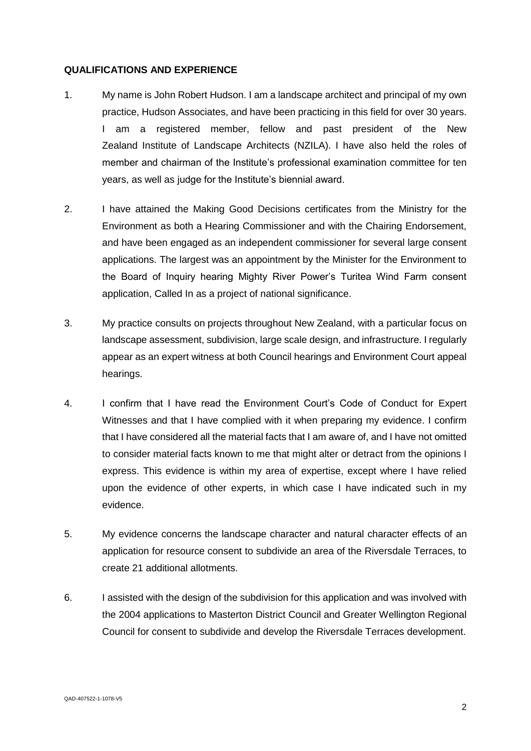## QUALIFICATIONS AND EXPERIENCE

1. My name is John Robert Hudson. I am a landscape architect and principal of my own practice, Hudson Associates, and have been practicing in this field for over 30 years. I am a registered member, fellow and past president of the New Zealand Institute of Landscape Architects (NZILA). I have also held the roles of member and chairman of the Institute's professional examination committee for ten years, as well as judge for the Institute's biennial award.

2. I have attained the Making Good Decisions certificates from the Ministry for the Environment as both a Hearing Commissioner and with the Chairing Endorsement, and have been engaged as an independent commissioner for several large consent applications. The largest was an appointment by the Minister for the Environment to the Board of Inquiry hearing Mighty River Power's Turitea Wind Farm consent application, Called In as a project of national significance.

3. My practice consults on projects throughout New Zealand, with a particular focus on landscape assessment, subdivision, large scale design, and infrastructure. I regularly appear as an expert witness at both Council hearings and Environment Court appeal hearings.

4. I confirm that I have read the Environment Court's Code of Conduct for Expert Witnesses and that I have complied with it when preparing my evidence. I confirm that I have considered all the material facts that I am aware of, and I have not omitted to consider material facts known to me that might alter or detract from the opinions I express. This evidence is within my area of expertise, except where I have relied upon the evidence of other experts, in which case I have indicated such in my evidence.

5. My evidence concerns the landscape character and natural character effects of an application for resource consent to subdivide an area of the Riversdale Terraces, to create 21 additional allotments.

6. I assisted with the design of the subdivision for this application and was involved with the 2004 applications to Masterton District Council and Greater Wellington Regional Council for consent to subdivide and develop the Riversdale Terraces development.

QAD-407522-1-1078-V5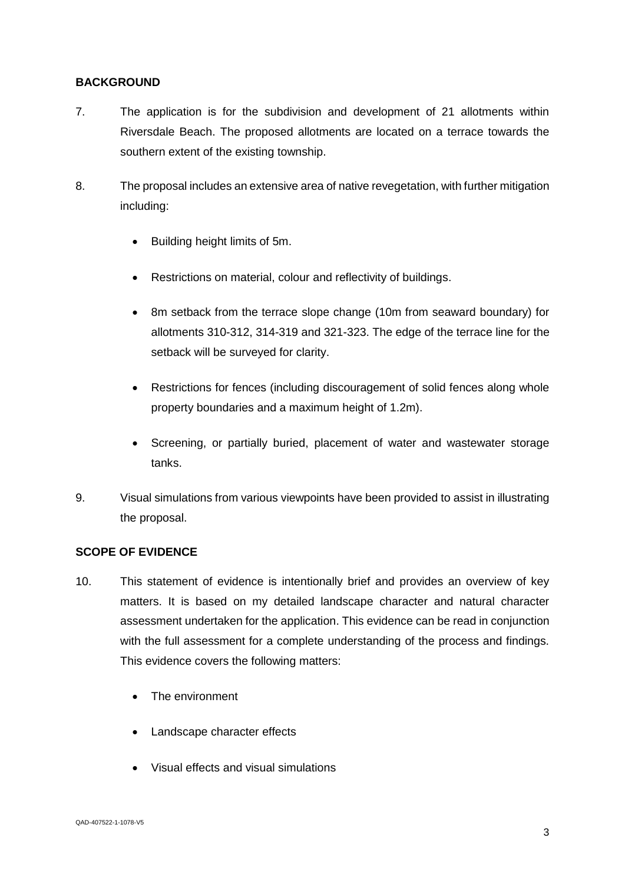## BACKGROUND

7. The application is for the subdivision and development of 21 allotments within Riversdale Beach. The proposed allotments are located on a terrace towards the southern extent of the existing township.

8. The proposal includes an extensive area of native revegetation, with further mitigation including:

   - Building height limits of 5m.
   - Restrictions on material, colour and reflectivity of buildings.
   - 8m setback from the terrace slope change (10m from seaward boundary) for allotments 310-312, 314-319 and 321-323. The edge of the terrace line for the setback will be surveyed for clarity.
   - Restrictions for fences (including discouragement of solid fences along whole property boundaries and a maximum height of 1.2m).
   - Screening, or partially buried, placement of water and wastewater storage tanks.

9. Visual simulations from various viewpoints have been provided to assist in illustrating the proposal.

## SCOPE OF EVIDENCE

10. This statement of evidence is intentionally brief and provides an overview of key matters. It is based on my detailed landscape character and natural character assessment undertaken for the application. This evidence can be read in conjunction with the full assessment for a complete understanding of the process and findings. This evidence covers the following matters:

    - The environment
    - Landscape character effects
    - Visual effects and visual simulations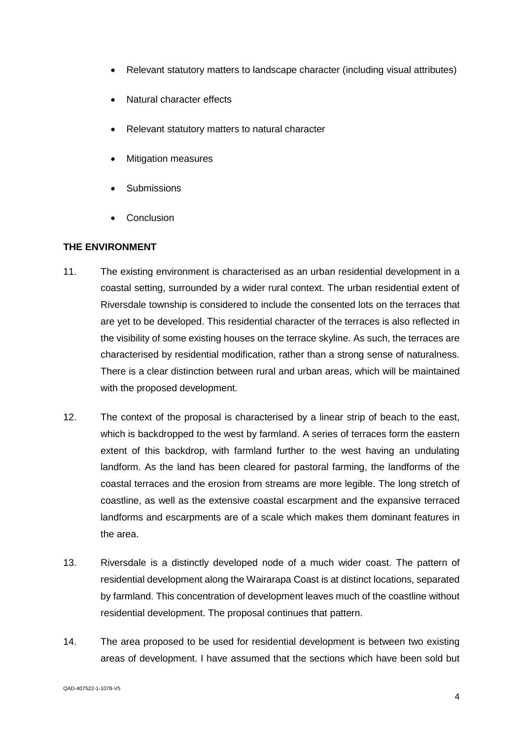- Relevant statutory matters to landscape character (including visual attributes)
- Natural character effects
- Relevant statutory matters to natural character
- Mitigation measures
- Submissions
- Conclusion

## THE ENVIRONMENT

11. The existing environment is characterised as an urban residential development in a coastal setting, surrounded by a wider rural context. The urban residential extent of Riversdale township is considered to include the consented lots on the terraces that are yet to be developed. This residential character of the terraces is also reflected in the visibility of some existing houses on the terrace skyline. As such, the terraces are characterised by residential modification, rather than a strong sense of naturalness. There is a clear distinction between rural and urban areas, which will be maintained with the proposed development.

12. The context of the proposal is characterised by a linear strip of beach to the east, which is backdropped to the west by farmland. A series of terraces form the eastern extent of this backdrop, with farmland further to the west having an undulating landform. As the land has been cleared for pastoral farming, the landforms of the coastal terraces and the erosion from streams are more legible. The long stretch of coastline, as well as the extensive coastal escarpment and the expansive terraced landforms and escarpments are of a scale which makes them dominant features in the area.

13. Riversdale is a distinctly developed node of a much wider coast. The pattern of residential development along the Wairarapa Coast is at distinct locations, separated by farmland. This concentration of development leaves much of the coastline without residential development. The proposal continues that pattern.

14. The area proposed to be used for residential development is between two existing areas of development. I have assumed that the sections which have been sold but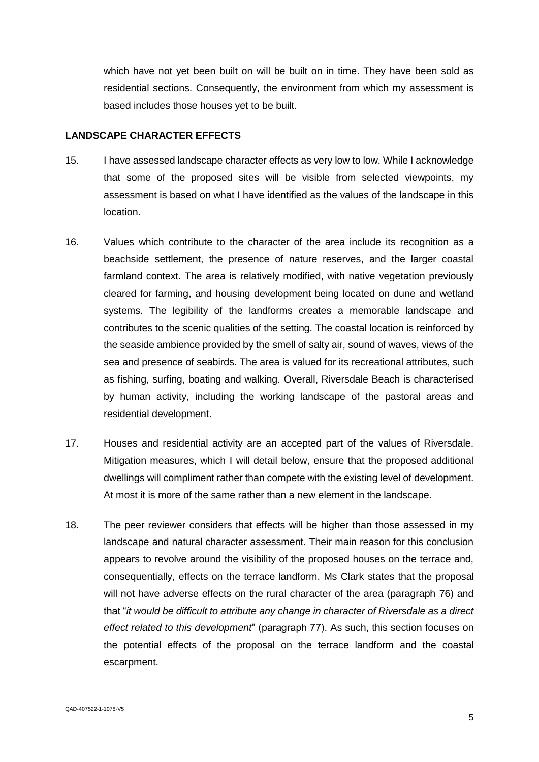which have not yet been built on will be built on in time. They have been sold as residential sections. Consequently, the environment from which my assessment is based includes those houses yet to be built.

## LANDSCAPE CHARACTER EFFECTS

15. I have assessed landscape character effects as very low to low. While I acknowledge that some of the proposed sites will be visible from selected viewpoints, my assessment is based on what I have identified as the values of the landscape in this location.

16. Values which contribute to the character of the area include its recognition as a beachside settlement, the presence of nature reserves, and the larger coastal farmland context. The area is relatively modified, with native vegetation previously cleared for farming, and housing development being located on dune and wetland systems. The legibility of the landforms creates a memorable landscape and contributes to the scenic qualities of the setting. The coastal location is reinforced by the seaside ambience provided by the smell of salty air, sound of waves, views of the sea and presence of seabirds. The area is valued for its recreational attributes, such as fishing, surfing, boating and walking. Overall, Riversdale Beach is characterised by human activity, including the working landscape of the pastoral areas and residential development.

17. Houses and residential activity are an accepted part of the values of Riversdale. Mitigation measures, which I will detail below, ensure that the proposed additional dwellings will compliment rather than compete with the existing level of development. At most it is more of the same rather than a new element in the landscape.

18. The peer reviewer considers that effects will be higher than those assessed in my landscape and natural character assessment. Their main reason for this conclusion appears to revolve around the visibility of the proposed houses on the terrace and, consequentially, effects on the terrace landform. Ms Clark states that the proposal will not have adverse effects on the rural character of the area (paragraph 76) and that "*it would be difficult to attribute any change in character of Riversdale as a direct effect related to this development*" (paragraph 77). As such, this section focuses on the potential effects of the proposal on the terrace landform and the coastal escarpment.

QAD-407522-1-1078-V5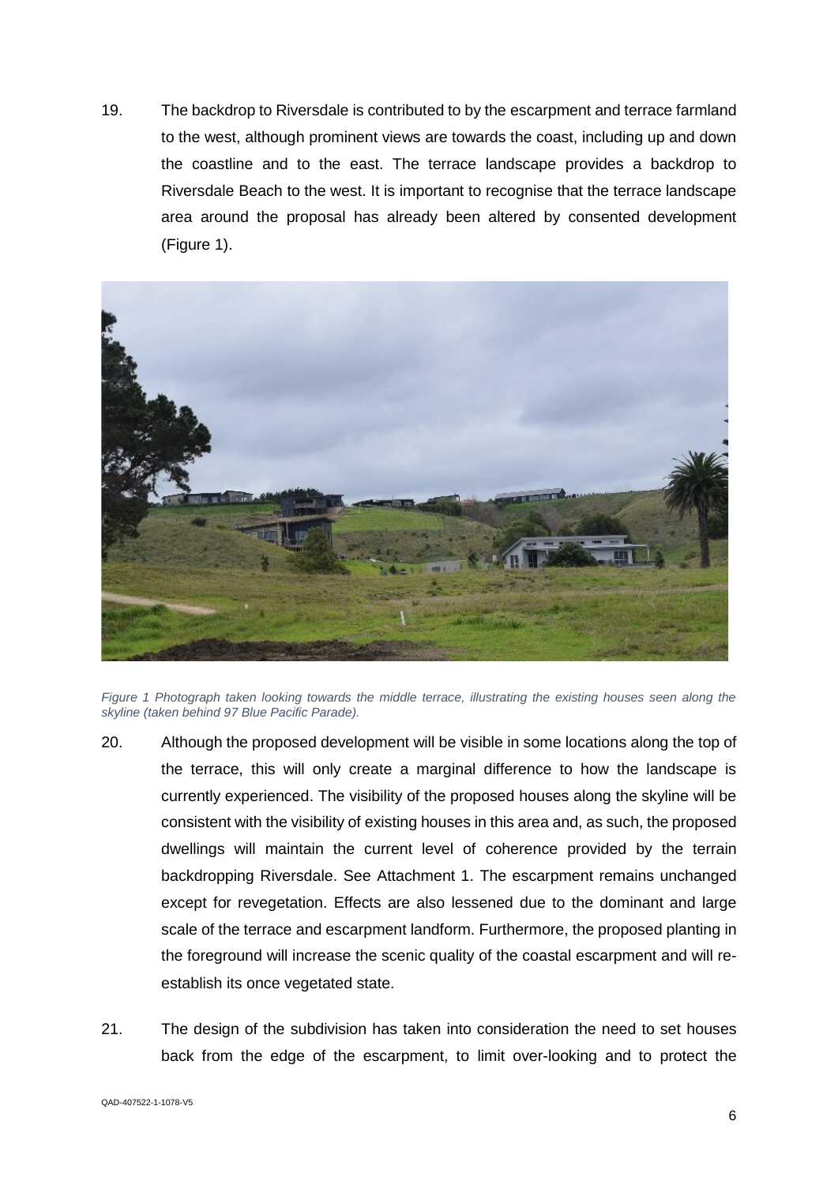19. The backdrop to Riversdale is contributed to by the escarpment and terrace farmland to the west, although prominent views are towards the coast, including up and down the coastline and to the east. The terrace landscape provides a backdrop to Riversdale Beach to the west. It is important to recognise that the terrace landscape area around the proposal has already been altered by consented development (Figure 1).

*Figure 1 Photograph taken looking towards the middle terrace, illustrating the existing houses seen along the skyline (taken behind 97 Blue Pacific Parade).*

20. Although the proposed development will be visible in some locations along the top of the terrace, this will only create a marginal difference to how the landscape is currently experienced. The visibility of the proposed houses along the skyline will be consistent with the visibility of existing houses in this area and, as such, the proposed dwellings will maintain the current level of coherence provided by the terrain backdropping Riversdale. See Attachment 1. The escarpment remains unchanged except for revegetation. Effects are also lessened due to the dominant and large scale of the terrace and escarpment landform. Furthermore, the proposed planting in the foreground will increase the scenic quality of the coastal escarpment and will re-establish its once vegetated state.

21. The design of the subdivision has taken into consideration the need to set houses back from the edge of the escarpment, to limit over-looking and to protect the

QAD-407522-1-1078-V5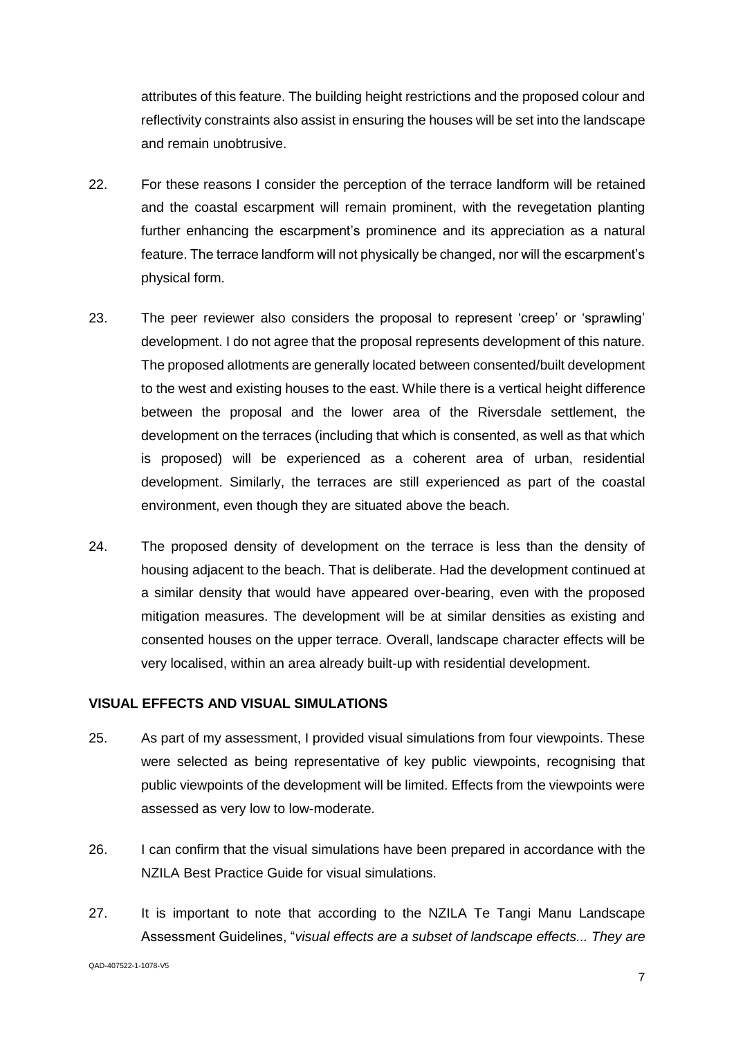attributes of this feature. The building height restrictions and the proposed colour and reflectivity constraints also assist in ensuring the houses will be set into the landscape and remain unobtrusive.

22. For these reasons I consider the perception of the terrace landform will be retained and the coastal escarpment will remain prominent, with the revegetation planting further enhancing the escarpment's prominence and its appreciation as a natural feature. The terrace landform will not physically be changed, nor will the escarpment's physical form.

23. The peer reviewer also considers the proposal to represent 'creep' or 'sprawling' development. I do not agree that the proposal represents development of this nature. The proposed allotments are generally located between consented/built development to the west and existing houses to the east. While there is a vertical height difference between the proposal and the lower area of the Riversdale settlement, the development on the terraces (including that which is consented, as well as that which is proposed) will be experienced as a coherent area of urban, residential development. Similarly, the terraces are still experienced as part of the coastal environment, even though they are situated above the beach.

24. The proposed density of development on the terrace is less than the density of housing adjacent to the beach. That is deliberate. Had the development continued at a similar density that would have appeared over-bearing, even with the proposed mitigation measures. The development will be at similar densities as existing and consented houses on the upper terrace. Overall, landscape character effects will be very localised, within an area already built-up with residential development.

## VISUAL EFFECTS AND VISUAL SIMULATIONS

25. As part of my assessment, I provided visual simulations from four viewpoints. These were selected as being representative of key public viewpoints, recognising that public viewpoints of the development will be limited. Effects from the viewpoints were assessed as very low to low-moderate.

26. I can confirm that the visual simulations have been prepared in accordance with the NZILA Best Practice Guide for visual simulations.

27. It is important to note that according to the NZILA Te Tangi Manu Landscape Assessment Guidelines, "*visual effects are a subset of landscape effects... They are*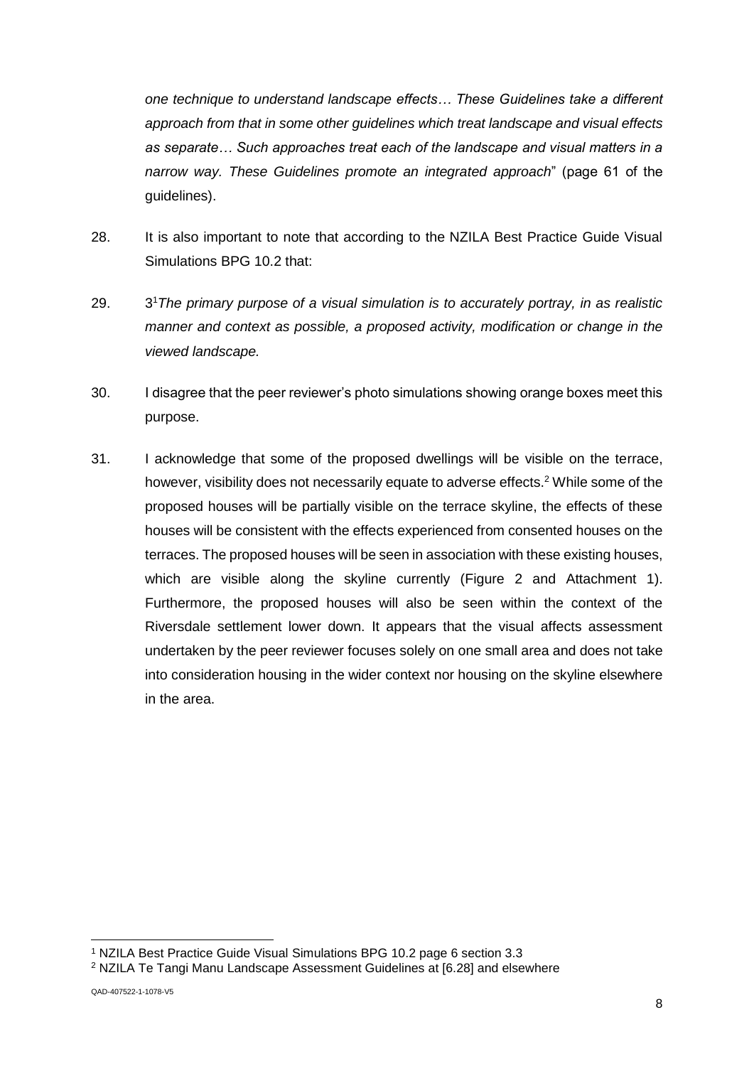*one technique to understand landscape effects… These Guidelines take a different approach from that in some other guidelines which treat landscape and visual effects as separate… Such approaches treat each of the landscape and visual matters in a narrow way. These Guidelines promote an integrated approach*" (page 61 of the guidelines).

28. It is also important to note that according to the NZILA Best Practice Guide Visual Simulations BPG 10.2 that:

29. 3[1]*The primary purpose of a visual simulation is to accurately portray, in as realistic manner and context as possible, a proposed activity, modification or change in the viewed landscape.*

30. I disagree that the peer reviewer's photo simulations showing orange boxes meet this purpose.

31. I acknowledge that some of the proposed dwellings will be visible on the terrace, however, visibility does not necessarily equate to adverse effects.[2] While some of the proposed houses will be partially visible on the terrace skyline, the effects of these houses will be consistent with the effects experienced from consented houses on the terraces. The proposed houses will be seen in association with these existing houses, which are visible along the skyline currently (Figure 2 and Attachment 1). Furthermore, the proposed houses will also be seen within the context of the Riversdale settlement lower down. It appears that the visual affects assessment undertaken by the peer reviewer focuses solely on one small area and does not take into consideration housing in the wider context nor housing on the skyline elsewhere in the area.

[1] NZILA Best Practice Guide Visual Simulations BPG 10.2 page 6 section 3.3

[2] NZILA Te Tangi Manu Landscape Assessment Guidelines at [6.28] and elsewhere

QAD-407522-1-1078-V5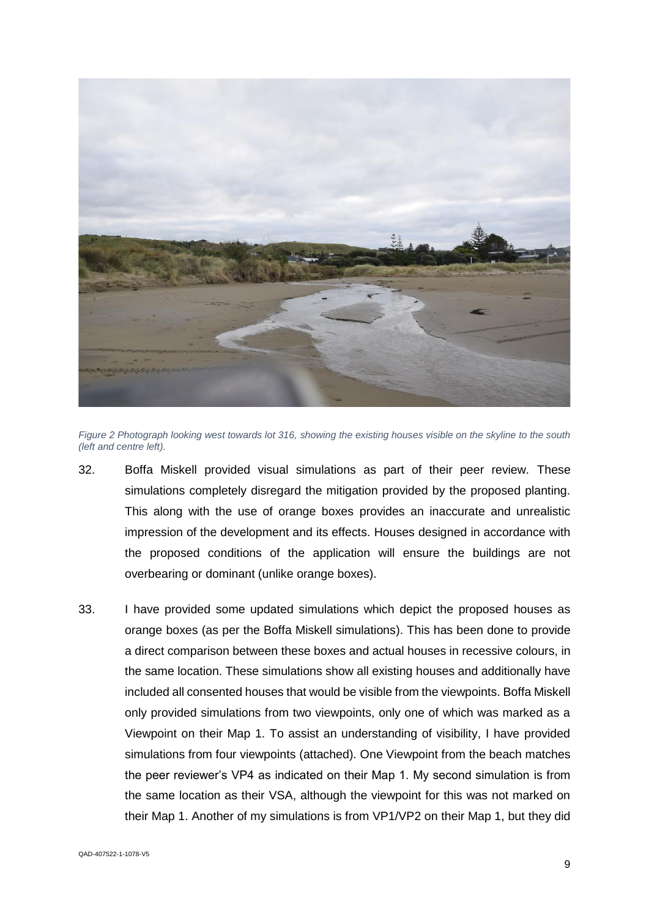*Figure 2 Photograph looking west towards lot 316, showing the existing houses visible on the skyline to the south (left and centre left).*

32. Boffa Miskell provided visual simulations as part of their peer review. These simulations completely disregard the mitigation provided by the proposed planting. This along with the use of orange boxes provides an inaccurate and unrealistic impression of the development and its effects. Houses designed in accordance with the proposed conditions of the application will ensure the buildings are not overbearing or dominant (unlike orange boxes).

33. I have provided some updated simulations which depict the proposed houses as orange boxes (as per the Boffa Miskell simulations). This has been done to provide a direct comparison between these boxes and actual houses in recessive colours, in the same location. These simulations show all existing houses and additionally have included all consented houses that would be visible from the viewpoints. Boffa Miskell only provided simulations from two viewpoints, only one of which was marked as a Viewpoint on their Map 1. To assist an understanding of visibility, I have provided simulations from four viewpoints (attached). One Viewpoint from the beach matches the peer reviewer's VP4 as indicated on their Map 1. My second simulation is from the same location as their VSA, although the viewpoint for this was not marked on their Map 1. Another of my simulations is from VP1/VP2 on their Map 1, but they did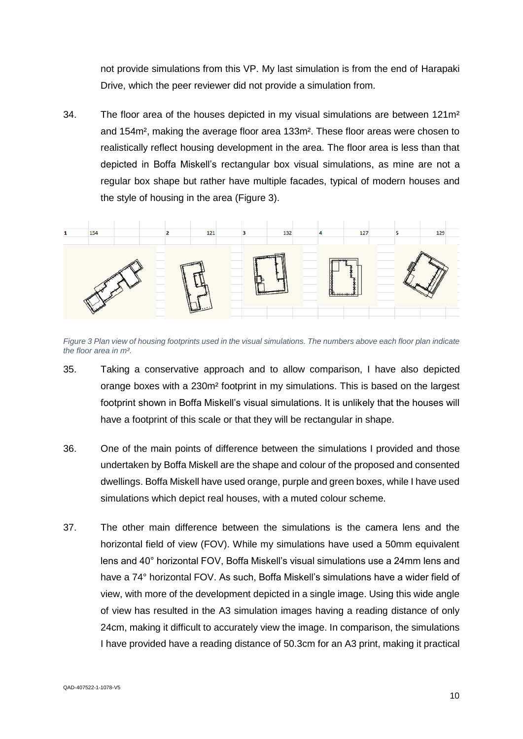not provide simulations from this VP. My last simulation is from the end of Harapaki Drive, which the peer reviewer did not provide a simulation from.

34. The floor area of the houses depicted in my visual simulations are between 121m² and 154m², making the average floor area 133m². These floor areas were chosen to realistically reflect housing development in the area. The floor area is less than that depicted in Boffa Miskell's rectangular box visual simulations, as mine are not a regular box shape but rather have multiple facades, typical of modern houses and the style of housing in the area (Figure 3).

| 1 | 154 | 2 | 121 | 3 | 132 | 4 | 127 | 5 | 129 |
|---|---|---|---|---|---|---|---|---|---|

*Figure 3 Plan view of housing footprints used in the visual simulations. The numbers above each floor plan indicate the floor area in m².*

35. Taking a conservative approach and to allow comparison, I have also depicted orange boxes with a 230m² footprint in my simulations. This is based on the largest footprint shown in Boffa Miskell's visual simulations. It is unlikely that the houses will have a footprint of this scale or that they will be rectangular in shape.

36. One of the main points of difference between the simulations I provided and those undertaken by Boffa Miskell are the shape and colour of the proposed and consented dwellings. Boffa Miskell have used orange, purple and green boxes, while I have used simulations which depict real houses, with a muted colour scheme.

37. The other main difference between the simulations is the camera lens and the horizontal field of view (FOV). While my simulations have used a 50mm equivalent lens and 40° horizontal FOV, Boffa Miskell's visual simulations use a 24mm lens and have a 74° horizontal FOV. As such, Boffa Miskell's simulations have a wider field of view, with more of the development depicted in a single image. Using this wide angle of view has resulted in the A3 simulation images having a reading distance of only 24cm, making it difficult to accurately view the image. In comparison, the simulations I have provided have a reading distance of 50.3cm for an A3 print, making it practical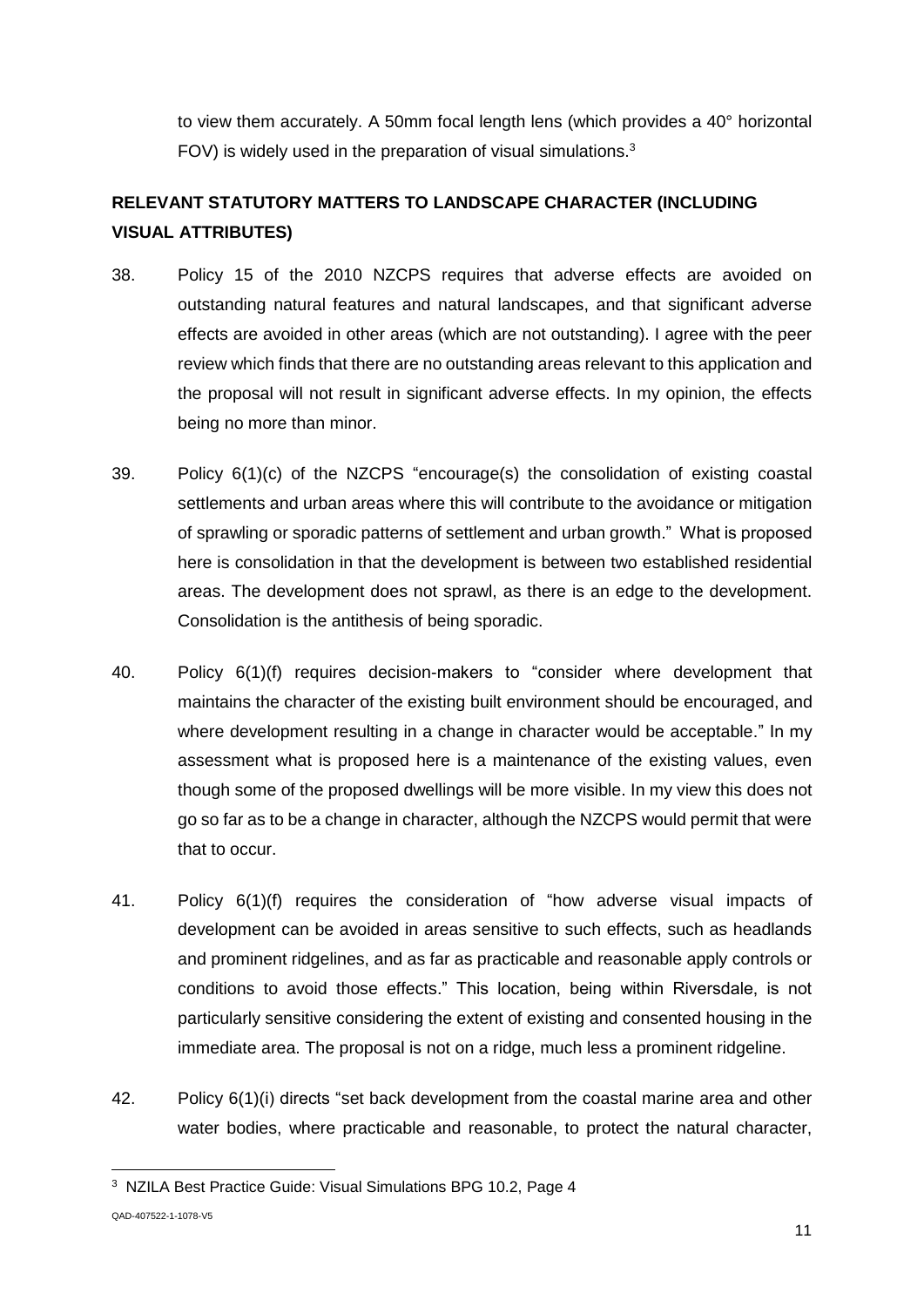to view them accurately. A 50mm focal length lens (which provides a 40° horizontal FOV) is widely used in the preparation of visual simulations.[3]

## RELEVANT STATUTORY MATTERS TO LANDSCAPE CHARACTER (INCLUDING VISUAL ATTRIBUTES)

38. Policy 15 of the 2010 NZCPS requires that adverse effects are avoided on outstanding natural features and natural landscapes, and that significant adverse effects are avoided in other areas (which are not outstanding). I agree with the peer review which finds that there are no outstanding areas relevant to this application and the proposal will not result in significant adverse effects. In my opinion, the effects being no more than minor.

39. Policy 6(1)(c) of the NZCPS "encourage(s) the consolidation of existing coastal settlements and urban areas where this will contribute to the avoidance or mitigation of sprawling or sporadic patterns of settlement and urban growth." What is proposed here is consolidation in that the development is between two established residential areas. The development does not sprawl, as there is an edge to the development. Consolidation is the antithesis of being sporadic.

40. Policy 6(1)(f) requires decision-makers to "consider where development that maintains the character of the existing built environment should be encouraged, and where development resulting in a change in character would be acceptable." In my assessment what is proposed here is a maintenance of the existing values, even though some of the proposed dwellings will be more visible. In my view this does not go so far as to be a change in character, although the NZCPS would permit that were that to occur.

41. Policy 6(1)(f) requires the consideration of "how adverse visual impacts of development can be avoided in areas sensitive to such effects, such as headlands and prominent ridgelines, and as far as practicable and reasonable apply controls or conditions to avoid those effects." This location, being within Riversdale, is not particularly sensitive considering the extent of existing and consented housing in the immediate area. The proposal is not on a ridge, much less a prominent ridgeline.

42. Policy 6(1)(i) directs "set back development from the coastal marine area and other water bodies, where practicable and reasonable, to protect the natural character,

---

[3] NZILA Best Practice Guide: Visual Simulations BPG 10.2, Page 4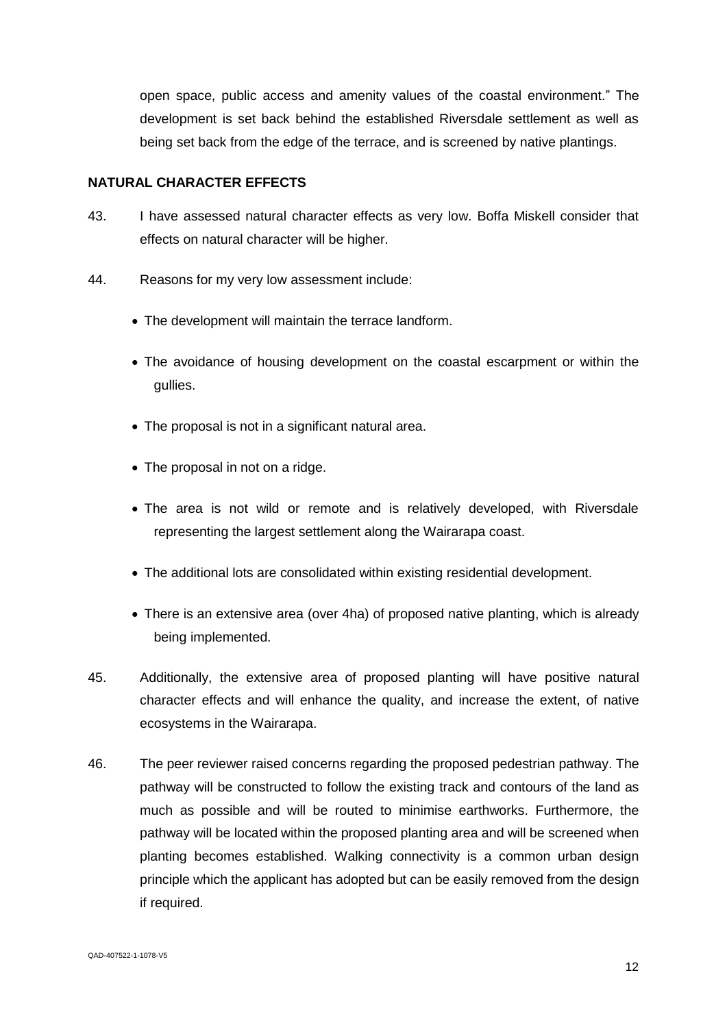open space, public access and amenity values of the coastal environment." The development is set back behind the established Riversdale settlement as well as being set back from the edge of the terrace, and is screened by native plantings.

## NATURAL CHARACTER EFFECTS

43. I have assessed natural character effects as very low. Boffa Miskell consider that effects on natural character will be higher.

44. Reasons for my very low assessment include:

- The development will maintain the terrace landform.
- The avoidance of housing development on the coastal escarpment or within the gullies.
- The proposal is not in a significant natural area.
- The proposal in not on a ridge.
- The area is not wild or remote and is relatively developed, with Riversdale representing the largest settlement along the Wairarapa coast.
- The additional lots are consolidated within existing residential development.
- There is an extensive area (over 4ha) of proposed native planting, which is already being implemented.

45. Additionally, the extensive area of proposed planting will have positive natural character effects and will enhance the quality, and increase the extent, of native ecosystems in the Wairarapa.

46. The peer reviewer raised concerns regarding the proposed pedestrian pathway. The pathway will be constructed to follow the existing track and contours of the land as much as possible and will be routed to minimise earthworks. Furthermore, the pathway will be located within the proposed planting area and will be screened when planting becomes established. Walking connectivity is a common urban design principle which the applicant has adopted but can be easily removed from the design if required.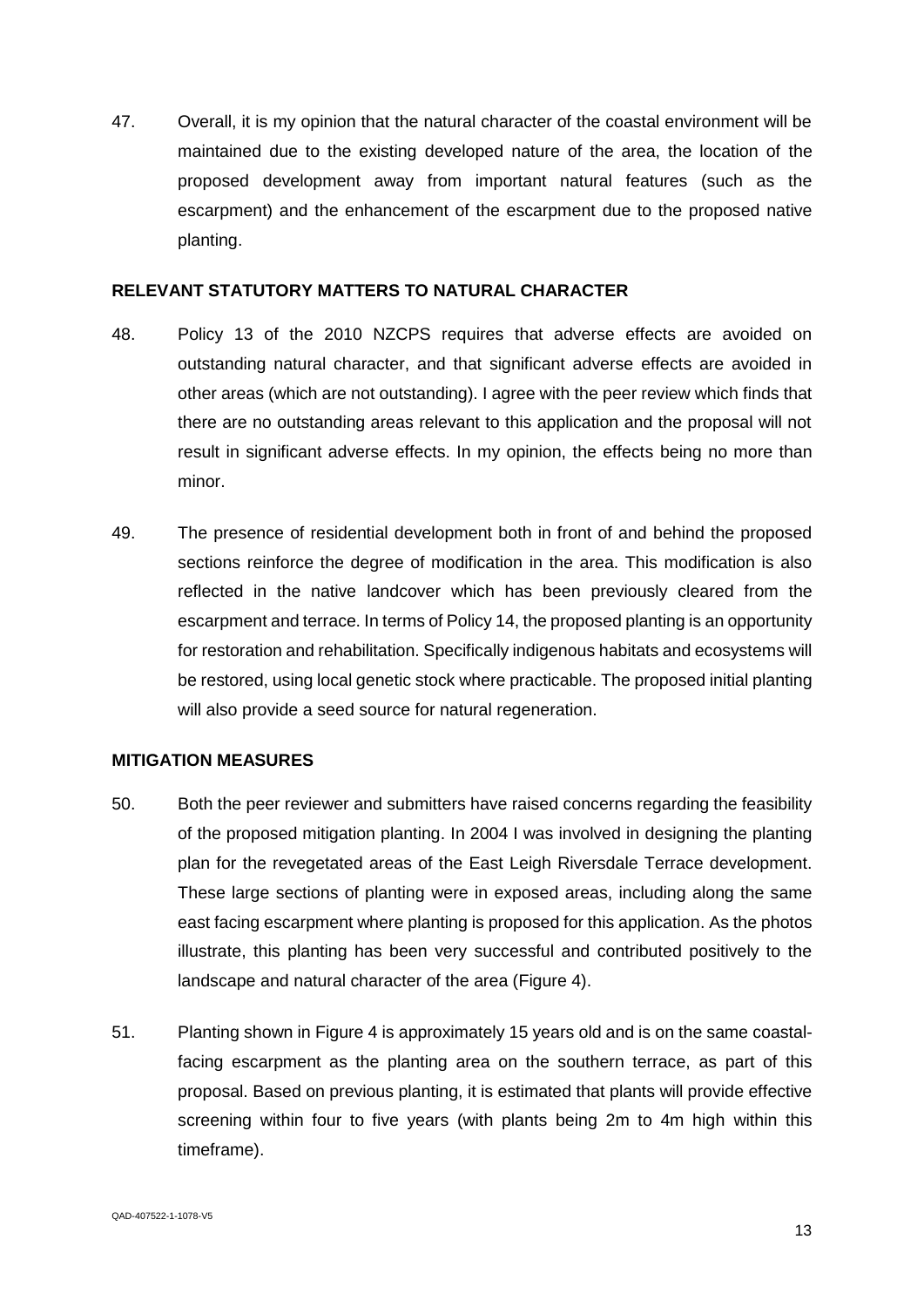47. Overall, it is my opinion that the natural character of the coastal environment will be maintained due to the existing developed nature of the area, the location of the proposed development away from important natural features (such as the escarpment) and the enhancement of the escarpment due to the proposed native planting.

**RELEVANT STATUTORY MATTERS TO NATURAL CHARACTER**

48. Policy 13 of the 2010 NZCPS requires that adverse effects are avoided on outstanding natural character, and that significant adverse effects are avoided in other areas (which are not outstanding). I agree with the peer review which finds that there are no outstanding areas relevant to this application and the proposal will not result in significant adverse effects. In my opinion, the effects being no more than minor.

49. The presence of residential development both in front of and behind the proposed sections reinforce the degree of modification in the area. This modification is also reflected in the native landcover which has been previously cleared from the escarpment and terrace. In terms of Policy 14, the proposed planting is an opportunity for restoration and rehabilitation. Specifically indigenous habitats and ecosystems will be restored, using local genetic stock where practicable. The proposed initial planting will also provide a seed source for natural regeneration.

**MITIGATION MEASURES**

50. Both the peer reviewer and submitters have raised concerns regarding the feasibility of the proposed mitigation planting. In 2004 I was involved in designing the planting plan for the revegetated areas of the East Leigh Riversdale Terrace development. These large sections of planting were in exposed areas, including along the same east facing escarpment where planting is proposed for this application. As the photos illustrate, this planting has been very successful and contributed positively to the landscape and natural character of the area (Figure 4).

51. Planting shown in Figure 4 is approximately 15 years old and is on the same coastal-facing escarpment as the planting area on the southern terrace, as part of this proposal. Based on previous planting, it is estimated that plants will provide effective screening within four to five years (with plants being 2m to 4m high within this timeframe).

QAD-407522-1-1078-V5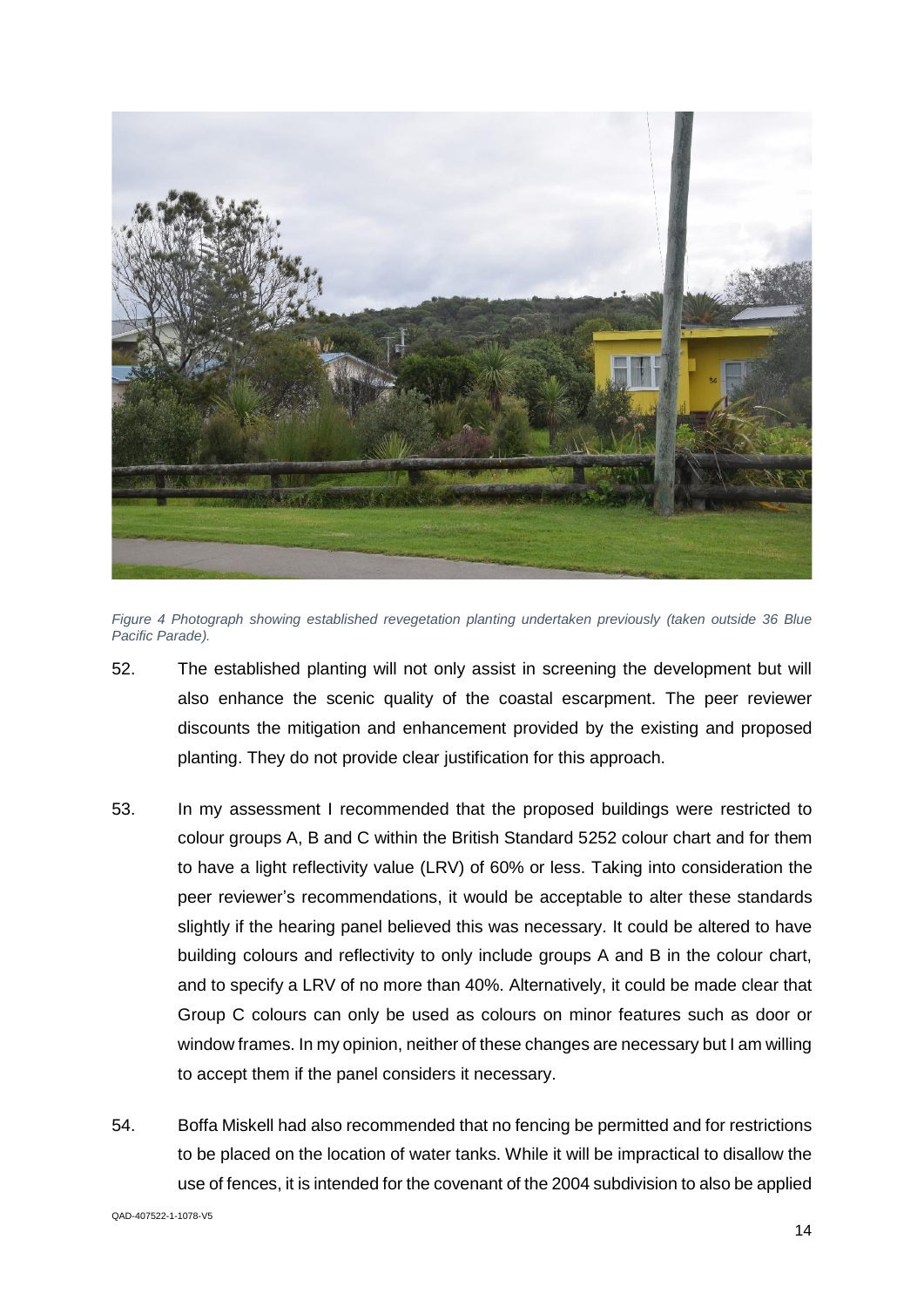*Figure 4 Photograph showing established revegetation planting undertaken previously (taken outside 36 Blue Pacific Parade).*

52. The established planting will not only assist in screening the development but will also enhance the scenic quality of the coastal escarpment. The peer reviewer discounts the mitigation and enhancement provided by the existing and proposed planting. They do not provide clear justification for this approach.

53. In my assessment I recommended that the proposed buildings were restricted to colour groups A, B and C within the British Standard 5252 colour chart and for them to have a light reflectivity value (LRV) of 60% or less. Taking into consideration the peer reviewer's recommendations, it would be acceptable to alter these standards slightly if the hearing panel believed this was necessary. It could be altered to have building colours and reflectivity to only include groups A and B in the colour chart, and to specify a LRV of no more than 40%. Alternatively, it could be made clear that Group C colours can only be used as colours on minor features such as door or window frames. In my opinion, neither of these changes are necessary but I am willing to accept them if the panel considers it necessary.

54. Boffa Miskell had also recommended that no fencing be permitted and for restrictions to be placed on the location of water tanks. While it will be impractical to disallow the use of fences, it is intended for the covenant of the 2004 subdivision to also be applied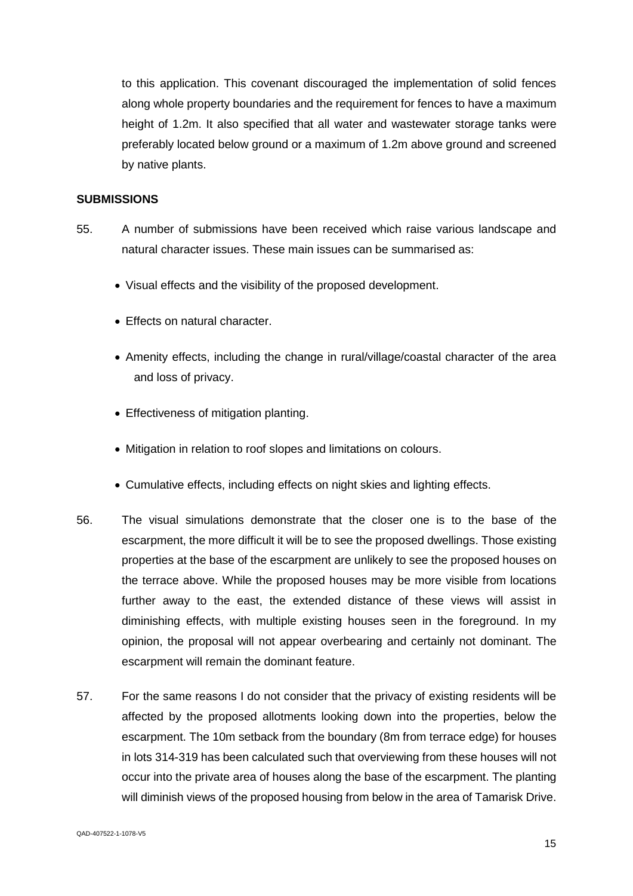to this application. This covenant discouraged the implementation of solid fences along whole property boundaries and the requirement for fences to have a maximum height of 1.2m. It also specified that all water and wastewater storage tanks were preferably located below ground or a maximum of 1.2m above ground and screened by native plants.

**SUBMISSIONS**

55. A number of submissions have been received which raise various landscape and natural character issues. These main issues can be summarised as:

- Visual effects and the visibility of the proposed development.
- Effects on natural character.
- Amenity effects, including the change in rural/village/coastal character of the area and loss of privacy.
- Effectiveness of mitigation planting.
- Mitigation in relation to roof slopes and limitations on colours.
- Cumulative effects, including effects on night skies and lighting effects.

56. The visual simulations demonstrate that the closer one is to the base of the escarpment, the more difficult it will be to see the proposed dwellings. Those existing properties at the base of the escarpment are unlikely to see the proposed houses on the terrace above. While the proposed houses may be more visible from locations further away to the east, the extended distance of these views will assist in diminishing effects, with multiple existing houses seen in the foreground. In my opinion, the proposal will not appear overbearing and certainly not dominant. The escarpment will remain the dominant feature.

57. For the same reasons I do not consider that the privacy of existing residents will be affected by the proposed allotments looking down into the properties, below the escarpment. The 10m setback from the boundary (8m from terrace edge) for houses in lots 314-319 has been calculated such that overviewing from these houses will not occur into the private area of houses along the base of the escarpment. The planting will diminish views of the proposed housing from below in the area of Tamarisk Drive.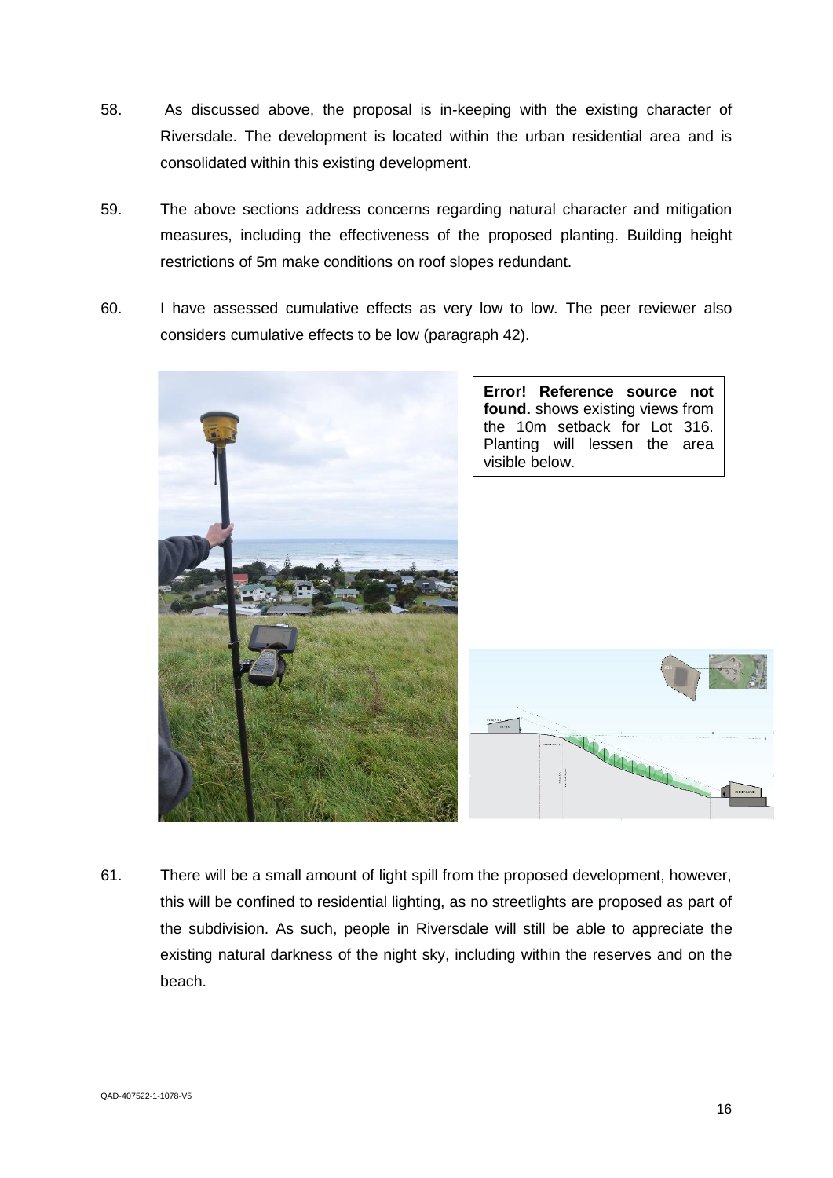58. As discussed above, the proposal is in-keeping with the existing character of Riversdale. The development is located within the urban residential area and is consolidated within this existing development.

59. The above sections address concerns regarding natural character and mitigation measures, including the effectiveness of the proposed planting. Building height restrictions of 5m make conditions on roof slopes redundant.

60. I have assessed cumulative effects as very low to low. The peer reviewer also considers cumulative effects to be low (paragraph 42).

**Error! Reference source not found.** shows existing views from the 10m setback for Lot 316. Planting will lessen the area visible below.

61. There will be a small amount of light spill from the proposed development, however, this will be confined to residential lighting, as no streetlights are proposed as part of the subdivision. As such, people in Riversdale will still be able to appreciate the existing natural darkness of the night sky, including within the reserves and on the beach.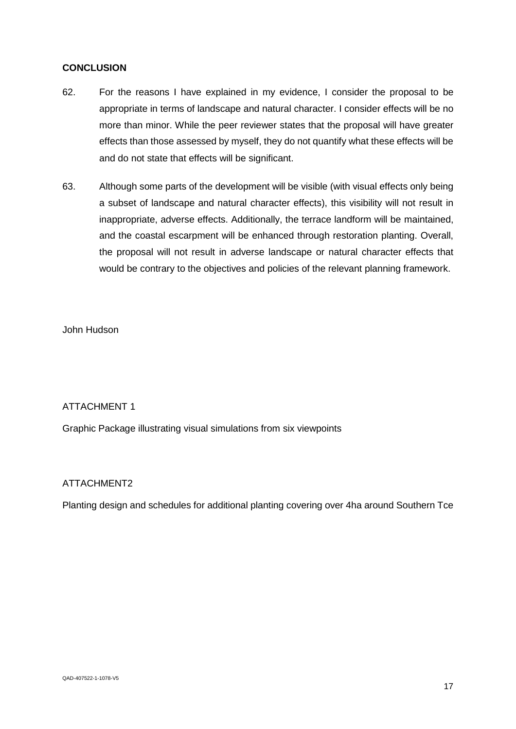**CONCLUSION**

62. For the reasons I have explained in my evidence, I consider the proposal to be appropriate in terms of landscape and natural character. I consider effects will be no more than minor. While the peer reviewer states that the proposal will have greater effects than those assessed by myself, they do not quantify what these effects will be and do not state that effects will be significant.

63. Although some parts of the development will be visible (with visual effects only being a subset of landscape and natural character effects), this visibility will not result in inappropriate, adverse effects. Additionally, the terrace landform will be maintained, and the coastal escarpment will be enhanced through restoration planting. Overall, the proposal will not result in adverse landscape or natural character effects that would be contrary to the objectives and policies of the relevant planning framework.

John Hudson

ATTACHMENT 1

Graphic Package illustrating visual simulations from six viewpoints

ATTACHMENT2

Planting design and schedules for additional planting covering over 4ha around Southern Tce

QAD-407522-1-1078-V5